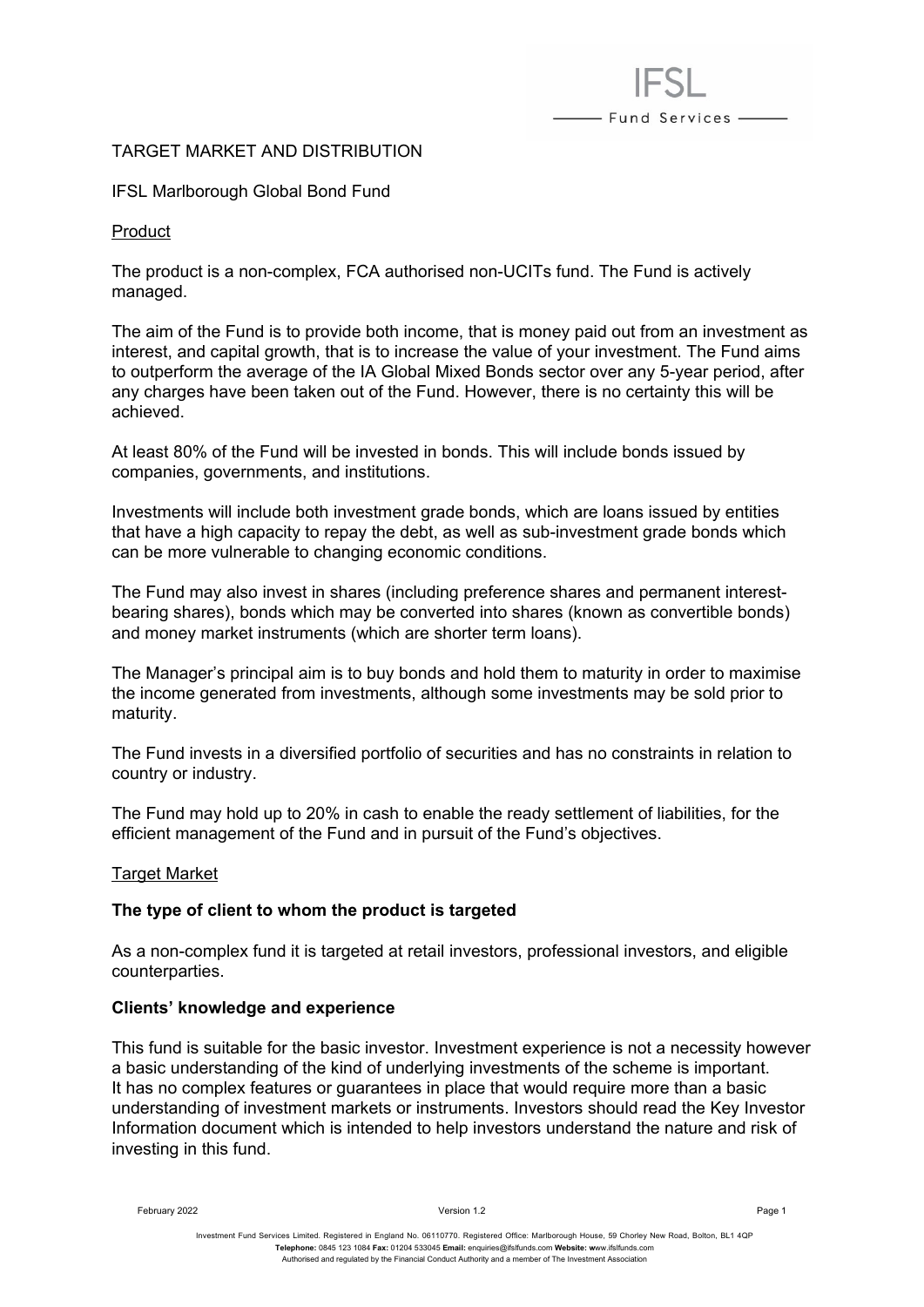# TARGET MARKET AND DISTRIBUTION

## IFSL Marlborough Global Bond Fund

### Product

The product is a non-complex, FCA authorised non-UCITs fund. The Fund is actively managed.

The aim of the Fund is to provide both income, that is money paid out from an investment as interest, and capital growth, that is to increase the value of your investment. The Fund aims to outperform the average of the IA Global Mixed Bonds sector over any 5-year period, after any charges have been taken out of the Fund. However, there is no certainty this will be achieved.

At least 80% of the Fund will be invested in bonds. This will include bonds issued by companies, governments, and institutions.

Investments will include both investment grade bonds, which are loans issued by entities that have a high capacity to repay the debt, as well as sub-investment grade bonds which can be more vulnerable to changing economic conditions.

The Fund may also invest in shares (including preference shares and permanent interest-bearing shares), bonds which may be converted into shares (known as convertible bonds) and money market instruments (which are shorter term loans).

The Manager's principal aim is to buy bonds and hold them to maturity in order to maximise the income generated from investments, although some investments may be sold prior to maturity.

The Fund invests in a diversified portfolio of securities and has no constraints in relation to country or industry.

The Fund may hold up to 20% in cash to enable the ready settlement of liabilities, for the efficient management of the Fund and in pursuit of the Fund's objectives.

### Target Market

**The type of client to whom the product is targeted**

As a non-complex fund it is targeted at retail investors, professional investors, and eligible counterparties.

**Clients' knowledge and experience**

This fund is suitable for the basic investor. Investment experience is not a necessity however a basic understanding of the kind of underlying investments of the scheme is important. It has no complex features or guarantees in place that would require more than a basic understanding of investment markets or instruments. Investors should read the Key Investor Information document which is intended to help investors understand the nature and risk of investing in this fund.

February 2022 Version 1.2

Investment Fund Services Limited. Registered in England No. 06110770. Registered Office: Marlborough House, 59 Chorley New Road, Bolton, BL1 4QP
**Telephone:** 0845 123 1084 **Fax:** 01204 533045 **Email:** enquiries@ifslfunds.com **Website:** www.ifslfunds.com
Authorised and regulated by the Financial Conduct Authority and a member of The Investment Association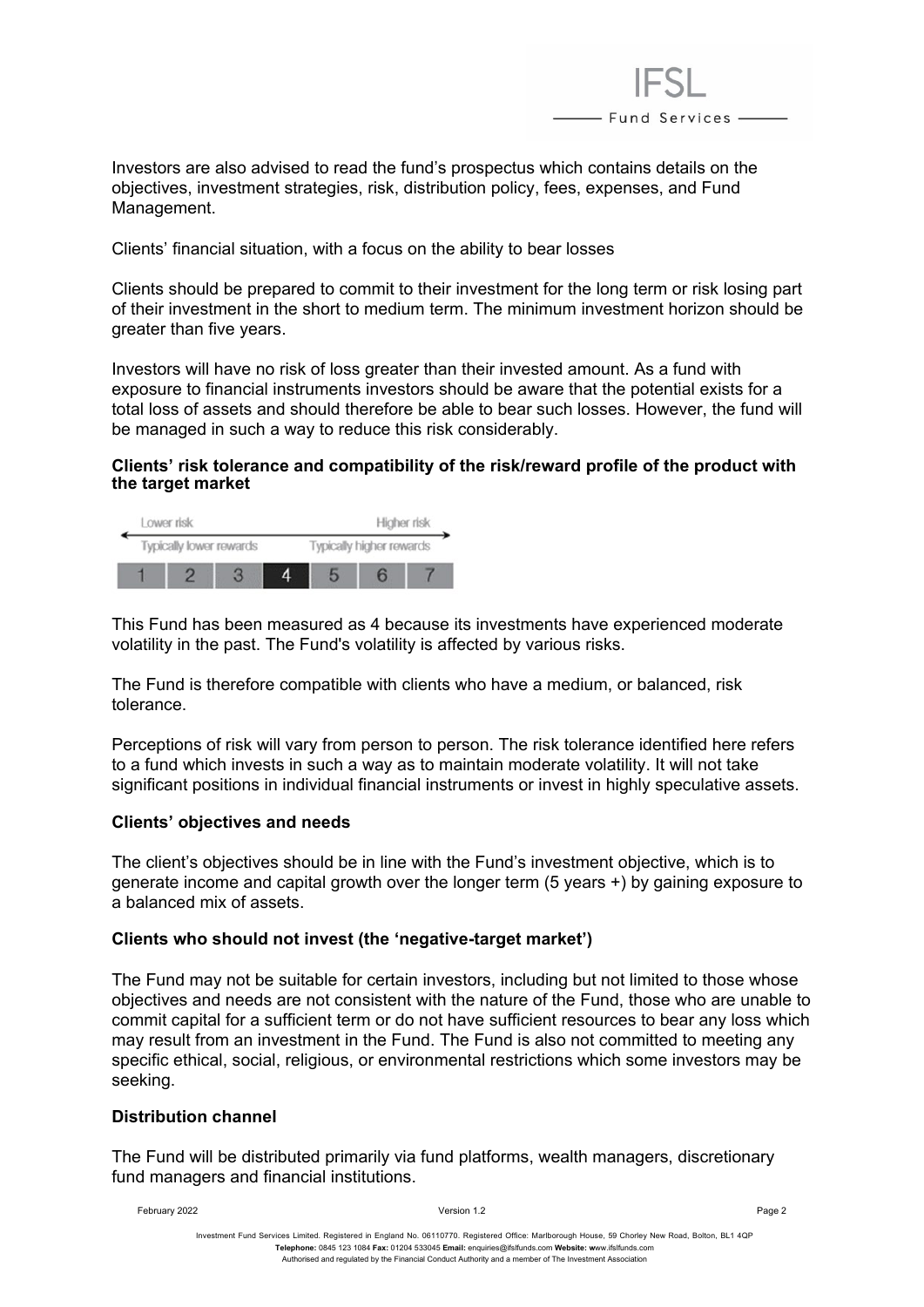Investors are also advised to read the fund's prospectus which contains details on the objectives, investment strategies, risk, distribution policy, fees, expenses, and Fund Management.

Clients' financial situation, with a focus on the ability to bear losses

Clients should be prepared to commit to their investment for the long term or risk losing part of their investment in the short to medium term. The minimum investment horizon should be greater than five years.

Investors will have no risk of loss greater than their invested amount. As a fund with exposure to financial instruments investors should be aware that the potential exists for a total loss of assets and should therefore be able to bear such losses. However, the fund will be managed in such a way to reduce this risk considerably.

**Clients' risk tolerance and compatibility of the risk/reward profile of the product with the target market**

Lower risk

Higher risk

Typically lower rewards

Typically higher rewards

1 2 3 4 5 6 7

This Fund has been measured as 4 because its investments have experienced moderate volatility in the past. The Fund's volatility is affected by various risks.

The Fund is therefore compatible with clients who have a medium, or balanced, risk tolerance.

Perceptions of risk will vary from person to person. The risk tolerance identified here refers to a fund which invests in such a way as to maintain moderate volatility. It will not take significant positions in individual financial instruments or invest in highly speculative assets.

**Clients' objectives and needs**

The client's objectives should be in line with the Fund's investment objective, which is to generate income and capital growth over the longer term (5 years +) by gaining exposure to a balanced mix of assets.

**Clients who should not invest (the 'negative-target market')**

The Fund may not be suitable for certain investors, including but not limited to those whose objectives and needs are not consistent with the nature of the Fund, those who are unable to commit capital for a sufficient term or do not have sufficient resources to bear any loss which may result from an investment in the Fund. The Fund is also not committed to meeting any specific ethical, social, religious, or environmental restrictions which some investors may be seeking.

**Distribution channel**

The Fund will be distributed primarily via fund platforms, wealth managers, discretionary fund managers and financial institutions.